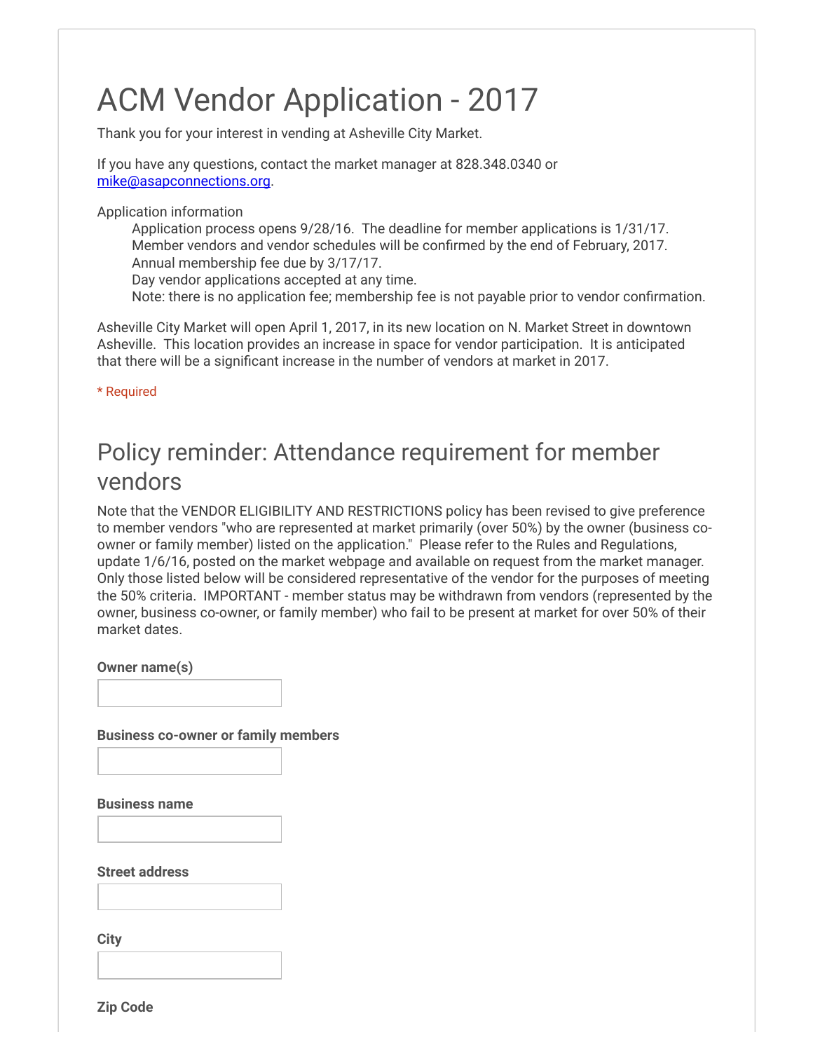# ACM Vendor Application - 2017

Thank you for your interest in vending at Asheville City Market.

If you have any questions, contact the market manager at 828.348.0340 or mike@asapconnections.org.

Application information

> Application process opens 9/28/16. The deadline for member applications is 1/31/17.
> Member vendors and vendor schedules will be confirmed by the end of February, 2017.
> Annual membership fee due by 3/17/17.
> Day vendor applications accepted at any time.
> Note: there is no application fee; membership fee is not payable prior to vendor confirmation.

Asheville City Market will open April 1, 2017, in its new location on N. Market Street in downtown Asheville. This location provides an increase in space for vendor participation. It is anticipated that there will be a significant increase in the number of vendors at market in 2017.

\* Required

## Policy reminder: Attendance requirement for member vendors

Note that the VENDOR ELIGIBILITY AND RESTRICTIONS policy has been revised to give preference to member vendors "who are represented at market primarily (over 50%) by the owner (business co-owner or family member) listed on the application." Please refer to the Rules and Regulations, update 1/6/16, posted on the market webpage and available on request from the market manager. Only those listed below will be considered representative of the vendor for the purposes of meeting the 50% criteria. IMPORTANT - member status may be withdrawn from vendors (represented by the owner, business co-owner, or family member) who fail to be present at market for over 50% of their market dates.

**Owner name(s)**

**Business co-owner or family members**

**Business name**

**Street address**

**City**

**Zip Code**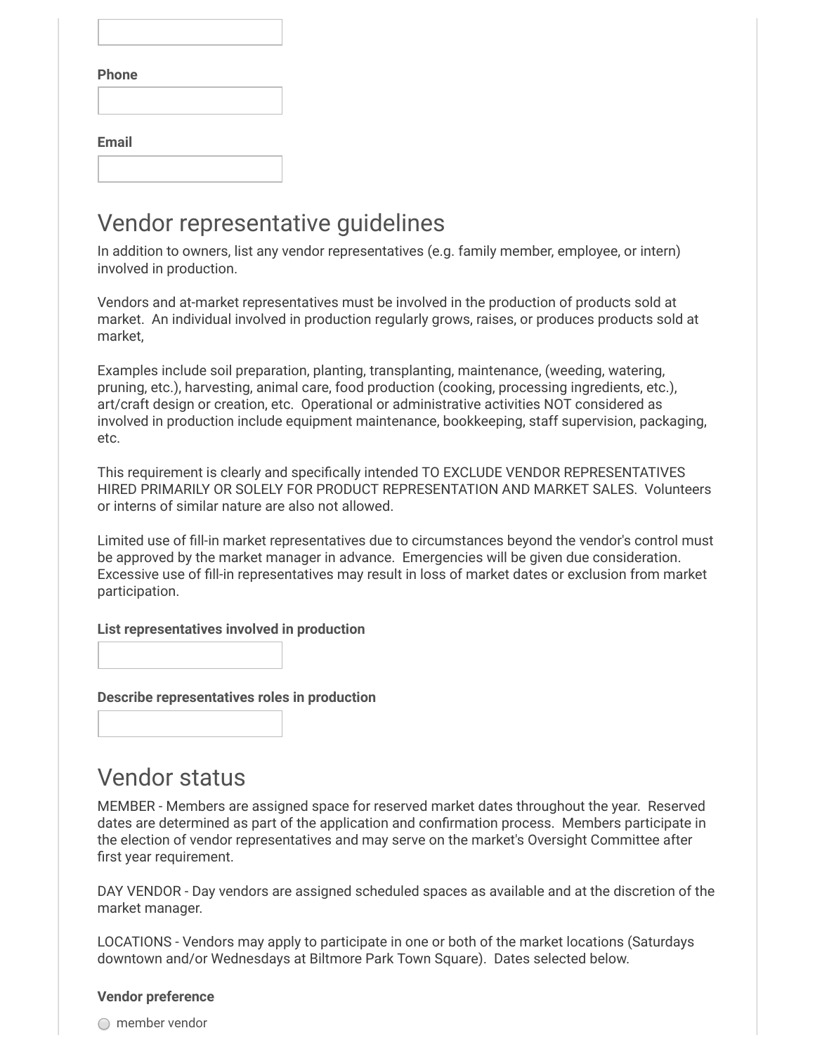**Phone**

**Email**

## Vendor representative guidelines

In addition to owners, list any vendor representatives (e.g. family member, employee, or intern) involved in production.

Vendors and at-market representatives must be involved in the production of products sold at market. An individual involved in production regularly grows, raises, or produces products sold at market,

Examples include soil preparation, planting, transplanting, maintenance, (weeding, watering, pruning, etc.), harvesting, animal care, food production (cooking, processing ingredients, etc.), art/craft design or creation, etc. Operational or administrative activities NOT considered as involved in production include equipment maintenance, bookkeeping, staff supervision, packaging, etc.

This requirement is clearly and specifically intended TO EXCLUDE VENDOR REPRESENTATIVES HIRED PRIMARILY OR SOLELY FOR PRODUCT REPRESENTATION AND MARKET SALES. Volunteers or interns of similar nature are also not allowed.

Limited use of fill-in market representatives due to circumstances beyond the vendor's control must be approved by the market manager in advance. Emergencies will be given due consideration. Excessive use of fill-in representatives may result in loss of market dates or exclusion from market participation.

**List representatives involved in production**

**Describe representatives roles in production**

## Vendor status

MEMBER - Members are assigned space for reserved market dates throughout the year. Reserved dates are determined as part of the application and confirmation process. Members participate in the election of vendor representatives and may serve on the market's Oversight Committee after first year requirement.

DAY VENDOR - Day vendors are assigned scheduled spaces as available and at the discretion of the market manager.

LOCATIONS - Vendors may apply to participate in one or both of the market locations (Saturdays downtown and/or Wednesdays at Biltmore Park Town Square). Dates selected below.

**Vendor preference**

- member vendor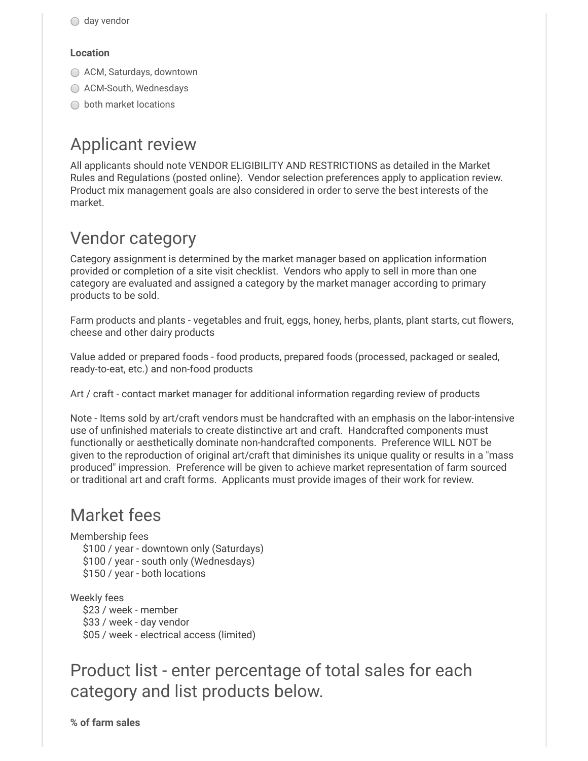- ○ day vendor

**Location**

- ○ ACM, Saturdays, downtown
- ○ ACM-South, Wednesdays
- ○ both market locations

## Applicant review

All applicants should note VENDOR ELIGIBILITY AND RESTRICTIONS as detailed in the Market Rules and Regulations (posted online). Vendor selection preferences apply to application review. Product mix management goals are also considered in order to serve the best interests of the market.

## Vendor category

Category assignment is determined by the market manager based on application information provided or completion of a site visit checklist. Vendors who apply to sell in more than one category are evaluated and assigned a category by the market manager according to primary products to be sold.

Farm products and plants - vegetables and fruit, eggs, honey, herbs, plants, plant starts, cut flowers, cheese and other dairy products

Value added or prepared foods - food products, prepared foods (processed, packaged or sealed, ready-to-eat, etc.) and non-food products

Art / craft - contact market manager for additional information regarding review of products

Note - Items sold by art/craft vendors must be handcrafted with an emphasis on the labor-intensive use of unfinished materials to create distinctive art and craft. Handcrafted components must functionally or aesthetically dominate non-handcrafted components. Preference WILL NOT be given to the reproduction of original art/craft that diminishes its unique quality or results in a "mass produced" impression. Preference will be given to achieve market representation of farm sourced or traditional art and craft forms. Applicants must provide images of their work for review.

## Market fees

Membership fees
- $100 / year - downtown only (Saturdays)
- $100 / year - south only (Wednesdays)
- $150 / year - both locations

Weekly fees
- $23 / week - member
- $33 / week - day vendor
- $05 / week - electrical access (limited)

## Product list - enter percentage of total sales for each category and list products below.

**% of farm sales**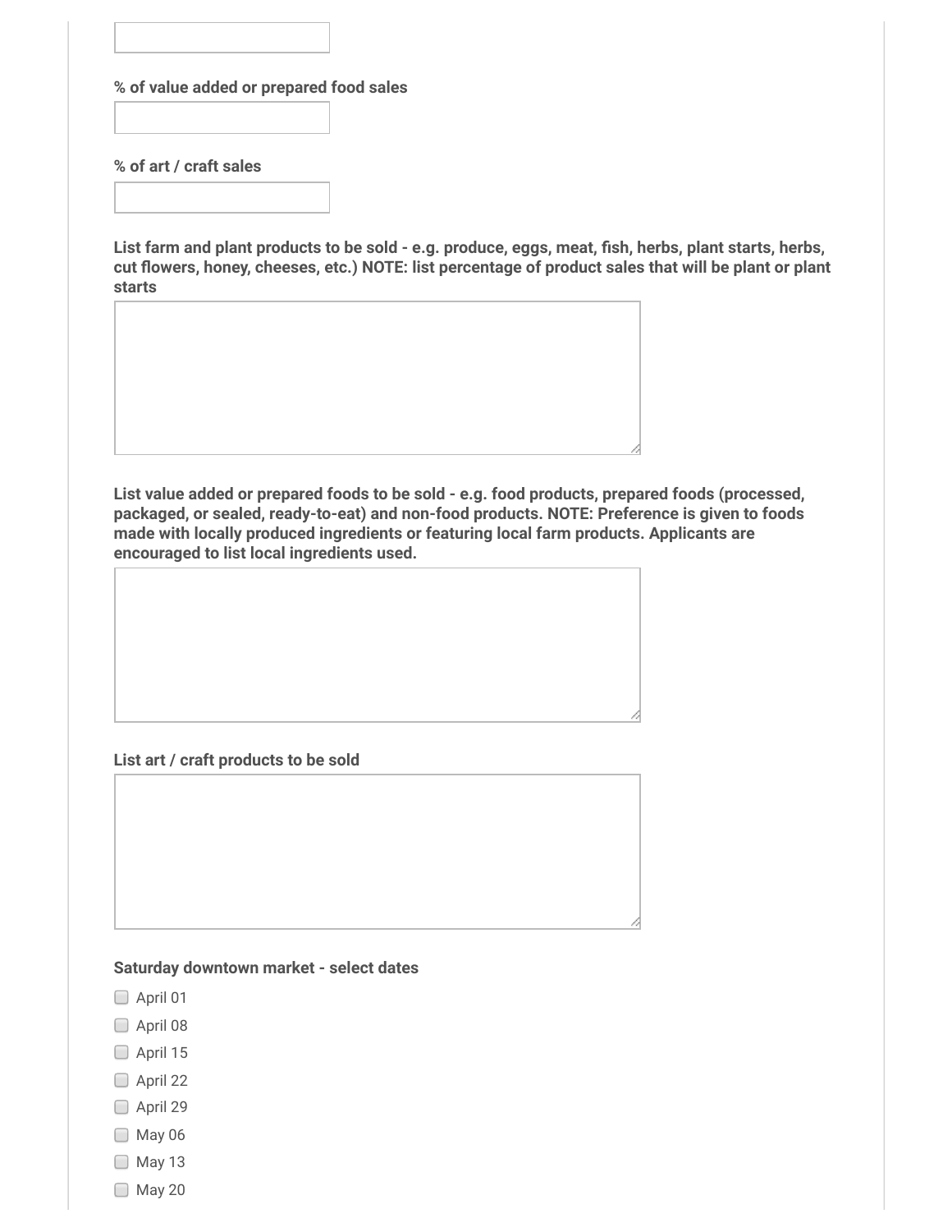**% of value added or prepared food sales**

**% of art / craft sales**

**List farm and plant products to be sold - e.g. produce, eggs, meat, fish, herbs, plant starts, herbs, cut flowers, honey, cheeses, etc.) NOTE: list percentage of product sales that will be plant or plant starts**

**List value added or prepared foods to be sold - e.g. food products, prepared foods (processed, packaged, or sealed, ready-to-eat) and non-food products. NOTE: Preference is given to foods made with locally produced ingredients or featuring local farm products. Applicants are encouraged to list local ingredients used.**

**List art / craft products to be sold**

**Saturday downtown market - select dates**

- [ ] April 01
- [ ] April 08
- [ ] April 15
- [ ] April 22
- [ ] April 29
- [ ] May 06
- [ ] May 13
- [ ] May 20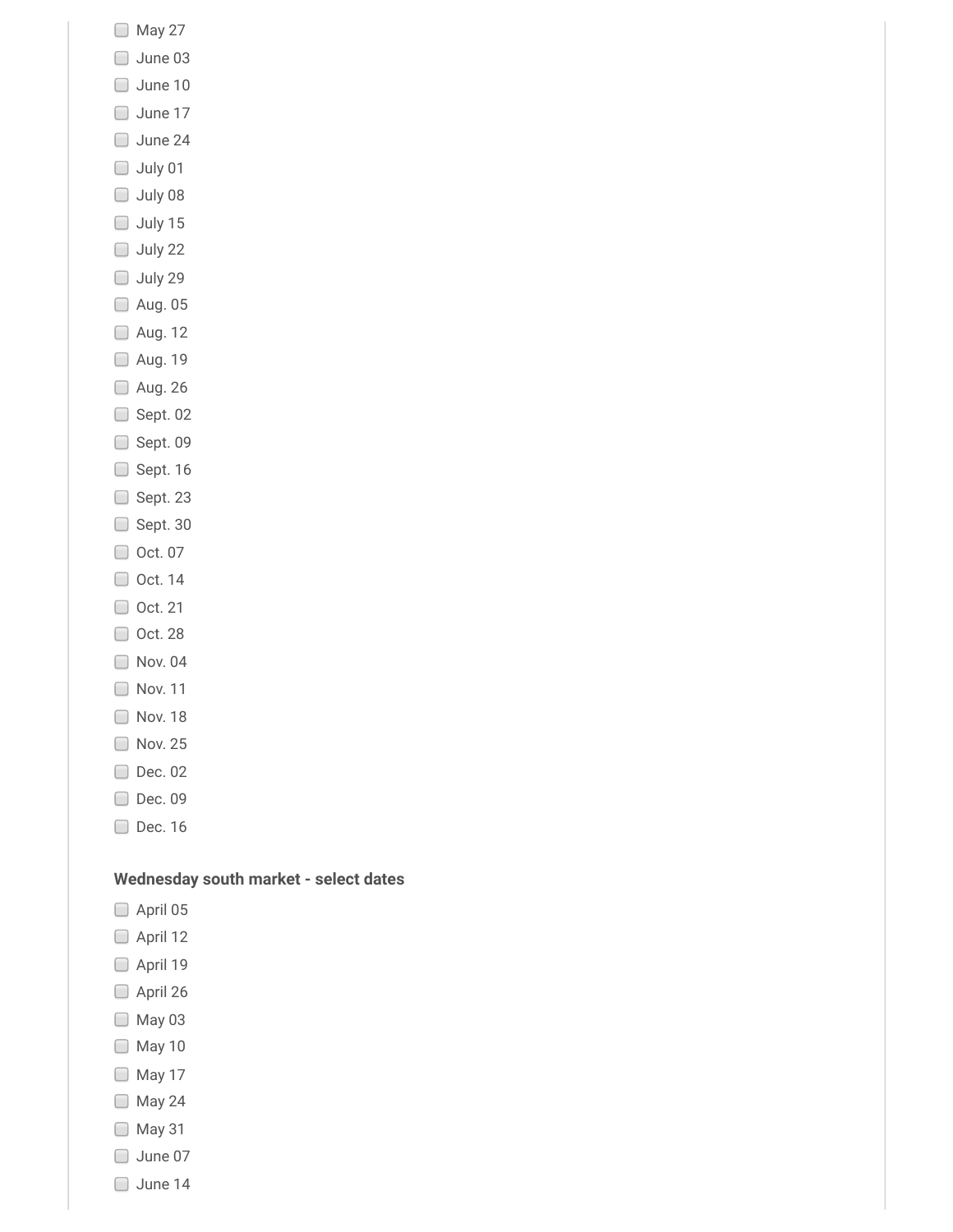- [ ] May 27
- [ ] June 03
- [ ] June 10
- [ ] June 17
- [ ] June 24
- [ ] July 01
- [ ] July 08
- [ ] July 15
- [ ] July 22
- [ ] July 29
- [ ] Aug. 05
- [ ] Aug. 12
- [ ] Aug. 19
- [ ] Aug. 26
- [ ] Sept. 02
- [ ] Sept. 09
- [ ] Sept. 16
- [ ] Sept. 23
- [ ] Sept. 30
- [ ] Oct. 07
- [ ] Oct. 14
- [ ] Oct. 21
- [ ] Oct. 28
- [ ] Nov. 04
- [ ] Nov. 11
- [ ] Nov. 18
- [ ] Nov. 25
- [ ] Dec. 02
- [ ] Dec. 09
- [ ] Dec. 16

**Wednesday south market - select dates**

- [ ] April 05
- [ ] April 12
- [ ] April 19
- [ ] April 26
- [ ] May 03
- [ ] May 10
- [ ] May 17
- [ ] May 24
- [ ] May 31
- [ ] June 07
- [ ] June 14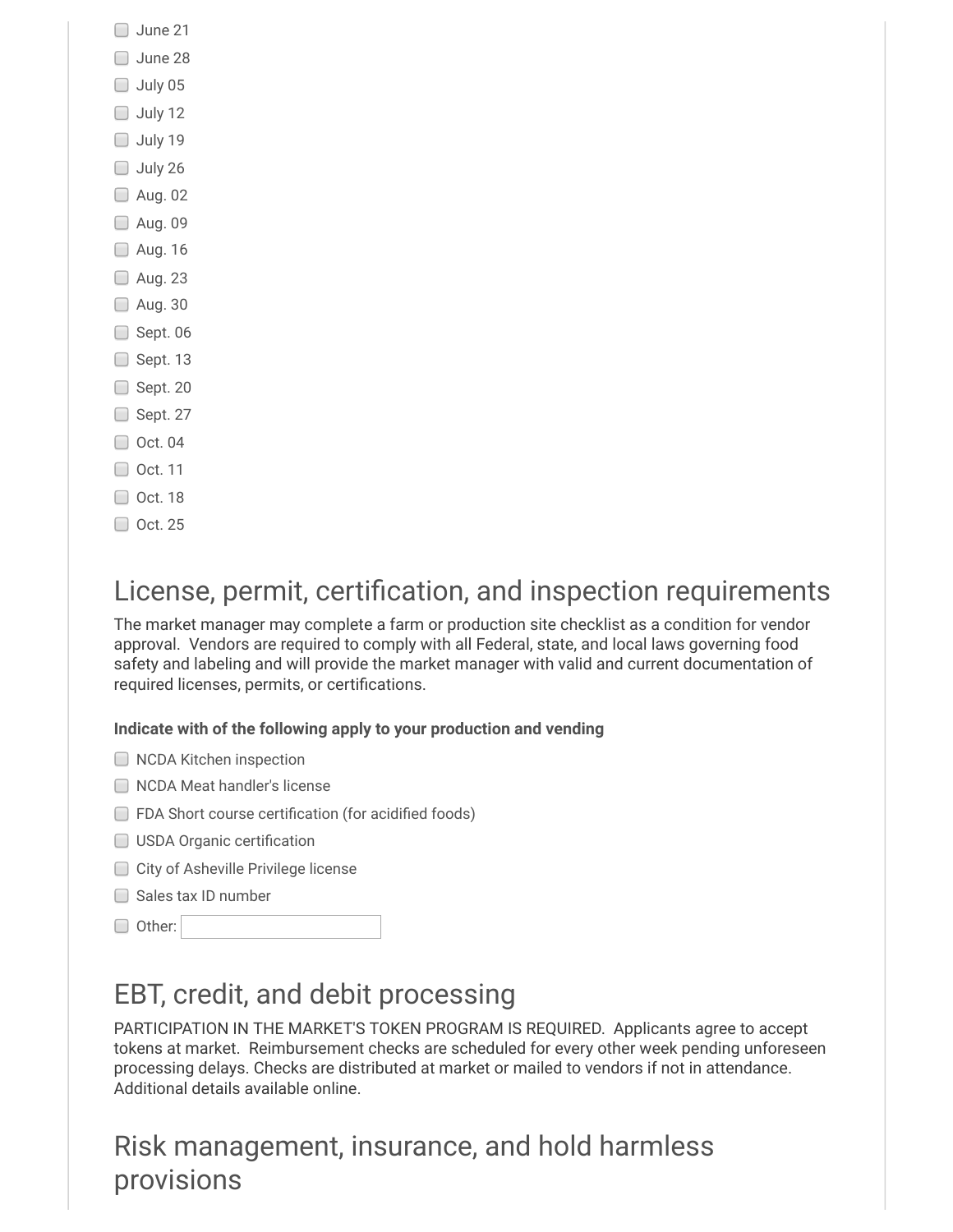- [ ] June 21
- [ ] June 28
- [ ] July 05
- [ ] July 12
- [ ] July 19
- [ ] July 26
- [ ] Aug. 02
- [ ] Aug. 09
- [ ] Aug. 16
- [ ] Aug. 23
- [ ] Aug. 30
- [ ] Sept. 06
- [ ] Sept. 13
- [ ] Sept. 20
- [ ] Sept. 27
- [ ] Oct. 04
- [ ] Oct. 11
- [ ] Oct. 18
- [ ] Oct. 25

## License, permit, certification, and inspection requirements

The market manager may complete a farm or production site checklist as a condition for vendor approval. Vendors are required to comply with all Federal, state, and local laws governing food safety and labeling and will provide the market manager with valid and current documentation of required licenses, permits, or certifications.

**Indicate with of the following apply to your production and vending**

- [ ] NCDA Kitchen inspection
- [ ] NCDA Meat handler's license
- [ ] FDA Short course certification (for acidified foods)
- [ ] USDA Organic certification
- [ ] City of Asheville Privilege license
- [ ] Sales tax ID number
- [ ] Other: ____________

## EBT, credit, and debit processing

PARTICIPATION IN THE MARKET'S TOKEN PROGRAM IS REQUIRED. Applicants agree to accept tokens at market. Reimbursement checks are scheduled for every other week pending unforeseen processing delays. Checks are distributed at market or mailed to vendors if not in attendance. Additional details available online.

## Risk management, insurance, and hold harmless provisions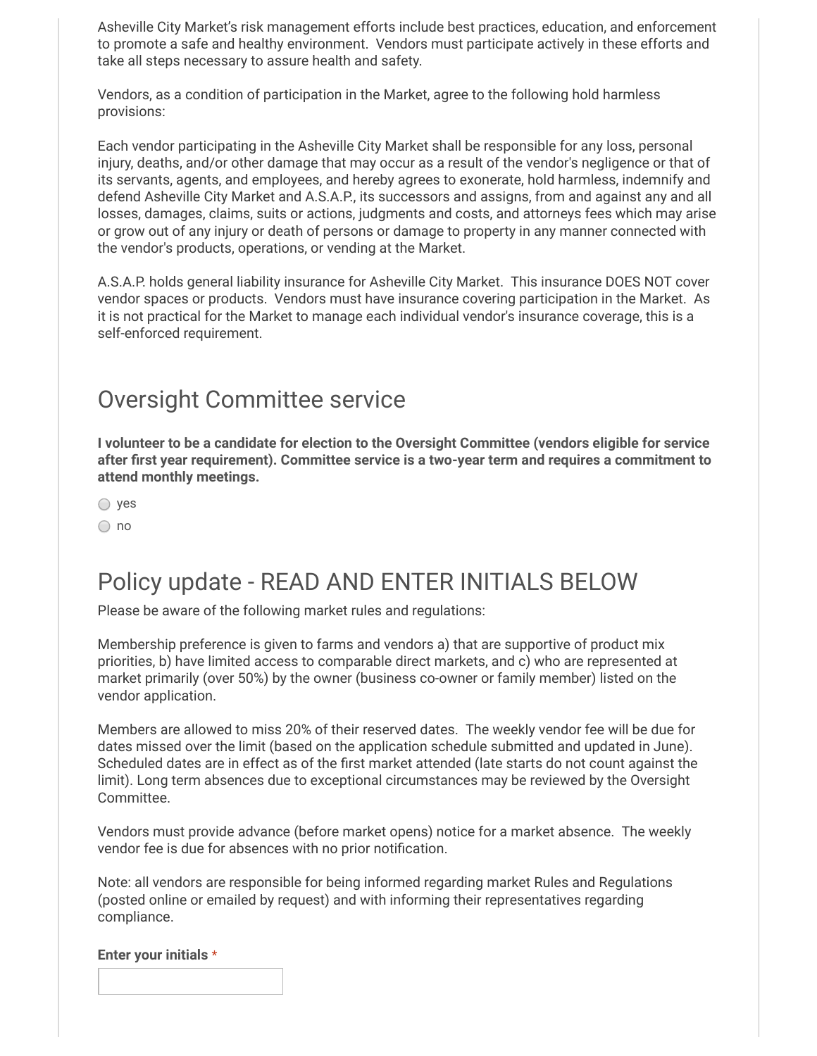Asheville City Market's risk management efforts include best practices, education, and enforcement to promote a safe and healthy environment. Vendors must participate actively in these efforts and take all steps necessary to assure health and safety.

Vendors, as a condition of participation in the Market, agree to the following hold harmless provisions:

Each vendor participating in the Asheville City Market shall be responsible for any loss, personal injury, deaths, and/or other damage that may occur as a result of the vendor's negligence or that of its servants, agents, and employees, and hereby agrees to exonerate, hold harmless, indemnify and defend Asheville City Market and A.S.A.P., its successors and assigns, from and against any and all losses, damages, claims, suits or actions, judgments and costs, and attorneys fees which may arise or grow out of any injury or death of persons or damage to property in any manner connected with the vendor's products, operations, or vending at the Market.

A.S.A.P. holds general liability insurance for Asheville City Market. This insurance DOES NOT cover vendor spaces or products. Vendors must have insurance covering participation in the Market. As it is not practical for the Market to manage each individual vendor's insurance coverage, this is a self-enforced requirement.

## Oversight Committee service

**I volunteer to be a candidate for election to the Oversight Committee (vendors eligible for service after first year requirement). Committee service is a two-year term and requires a commitment to attend monthly meetings.**

- ○ yes
- ○ no

## Policy update - READ AND ENTER INITIALS BELOW

Please be aware of the following market rules and regulations:

Membership preference is given to farms and vendors a) that are supportive of product mix priorities, b) have limited access to comparable direct markets, and c) who are represented at market primarily (over 50%) by the owner (business co-owner or family member) listed on the vendor application.

Members are allowed to miss 20% of their reserved dates. The weekly vendor fee will be due for dates missed over the limit (based on the application schedule submitted and updated in June). Scheduled dates are in effect as of the first market attended (late starts do not count against the limit). Long term absences due to exceptional circumstances may be reviewed by the Oversight Committee.

Vendors must provide advance (before market opens) notice for a market absence. The weekly vendor fee is due for absences with no prior notification.

Note: all vendors are responsible for being informed regarding market Rules and Regulations (posted online or emailed by request) and with informing their representatives regarding compliance.

**Enter your initials** *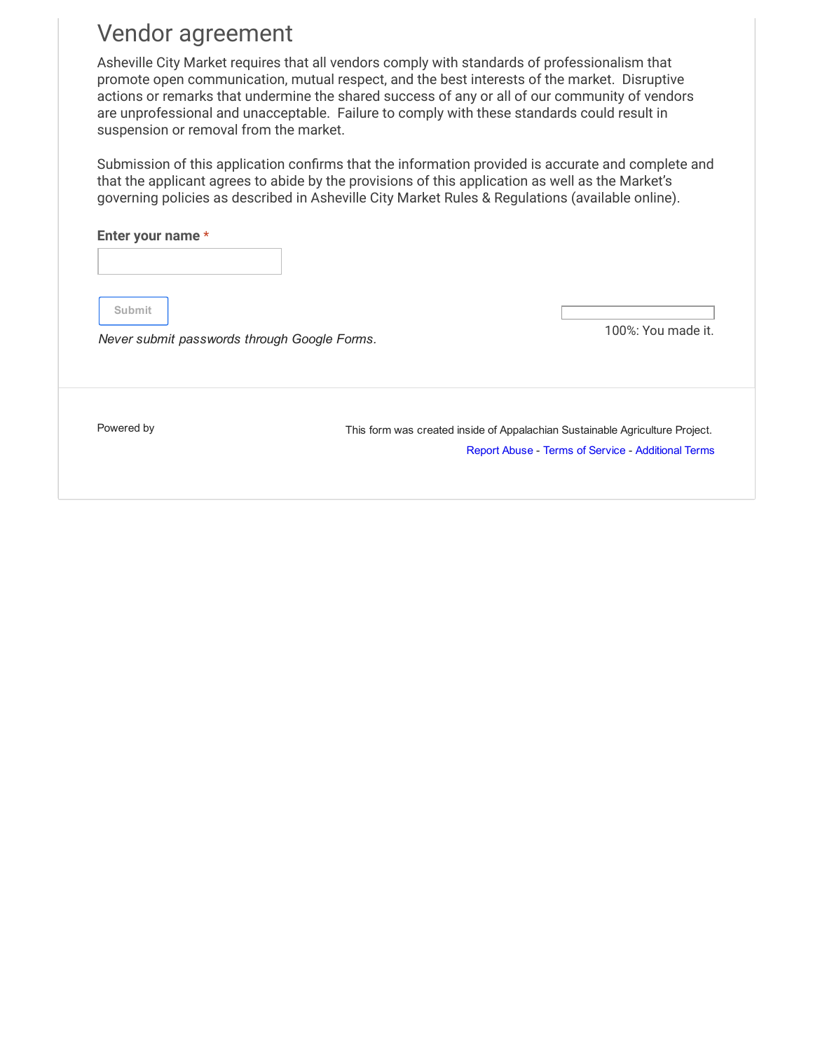# Vendor agreement

Asheville City Market requires that all vendors comply with standards of professionalism that promote open communication, mutual respect, and the best interests of the market. Disruptive actions or remarks that undermine the shared success of any or all of our community of vendors are unprofessional and unacceptable. Failure to comply with these standards could result in suspension or removal from the market.

Submission of this application confirms that the information provided is accurate and complete and that the applicant agrees to abide by the provisions of this application as well as the Market's governing policies as described in Asheville City Market Rules & Regulations (available online).

**Enter your name** *

Submit

*Never submit passwords through Google Forms.*

100%: You made it.

Powered by

This form was created inside of Appalachian Sustainable Agriculture Project.

Report Abuse - Terms of Service - Additional Terms